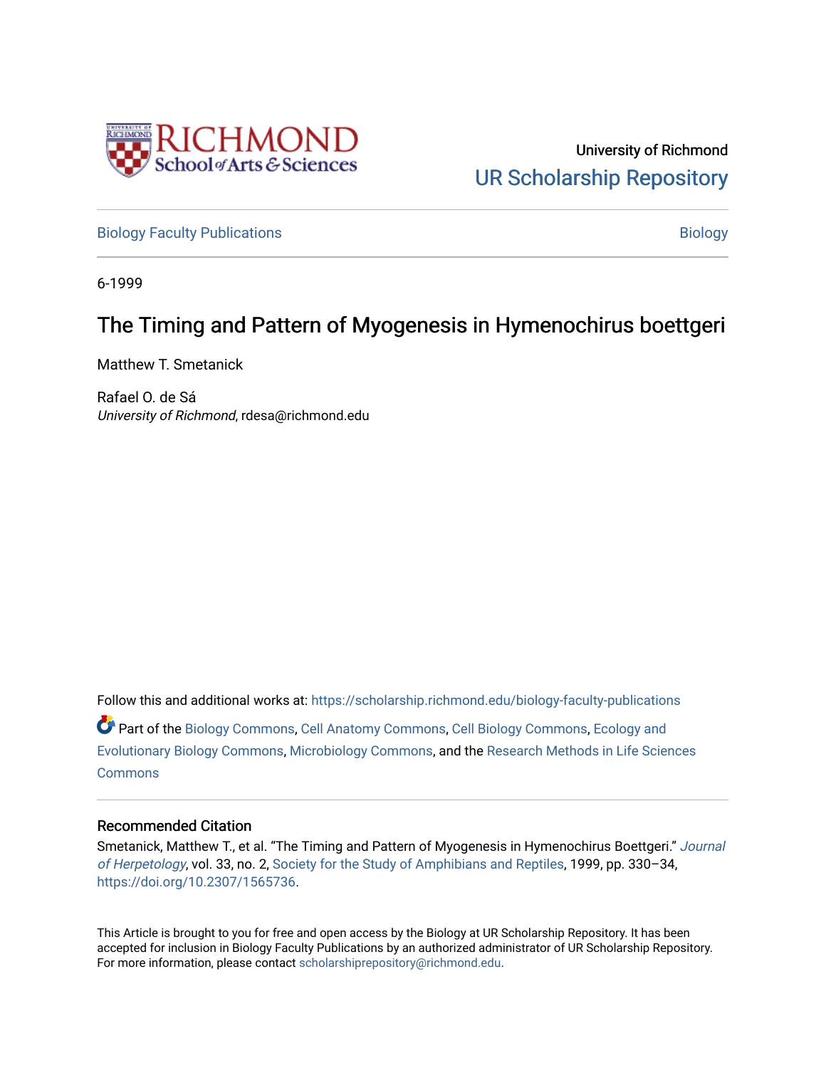University of Richmond

UR Scholarship Repository

Biology Faculty Publications

Biology

6-1999

# The Timing and Pattern of Myogenesis in Hymenochirus boettgeri

Matthew T. Smetanick

Rafael O. de Sá
*University of Richmond*, rdesa@richmond.edu

Follow this and additional works at: https://scholarship.richmond.edu/biology-faculty-publications

Part of the Biology Commons, Cell Anatomy Commons, Cell Biology Commons, Ecology and Evolutionary Biology Commons, Microbiology Commons, and the Research Methods in Life Sciences Commons

### Recommended Citation

Smetanick, Matthew T., et al. "The Timing and Pattern of Myogenesis in Hymenochirus Boettgeri." *Journal of Herpetology*, vol. 33, no. 2, Society for the Study of Amphibians and Reptiles, 1999, pp. 330–34, https://doi.org/10.2307/1565736.

This Article is brought to you for free and open access by the Biology at UR Scholarship Repository. It has been accepted for inclusion in Biology Faculty Publications by an authorized administrator of UR Scholarship Repository. For more information, please contact scholarshiprepository@richmond.edu.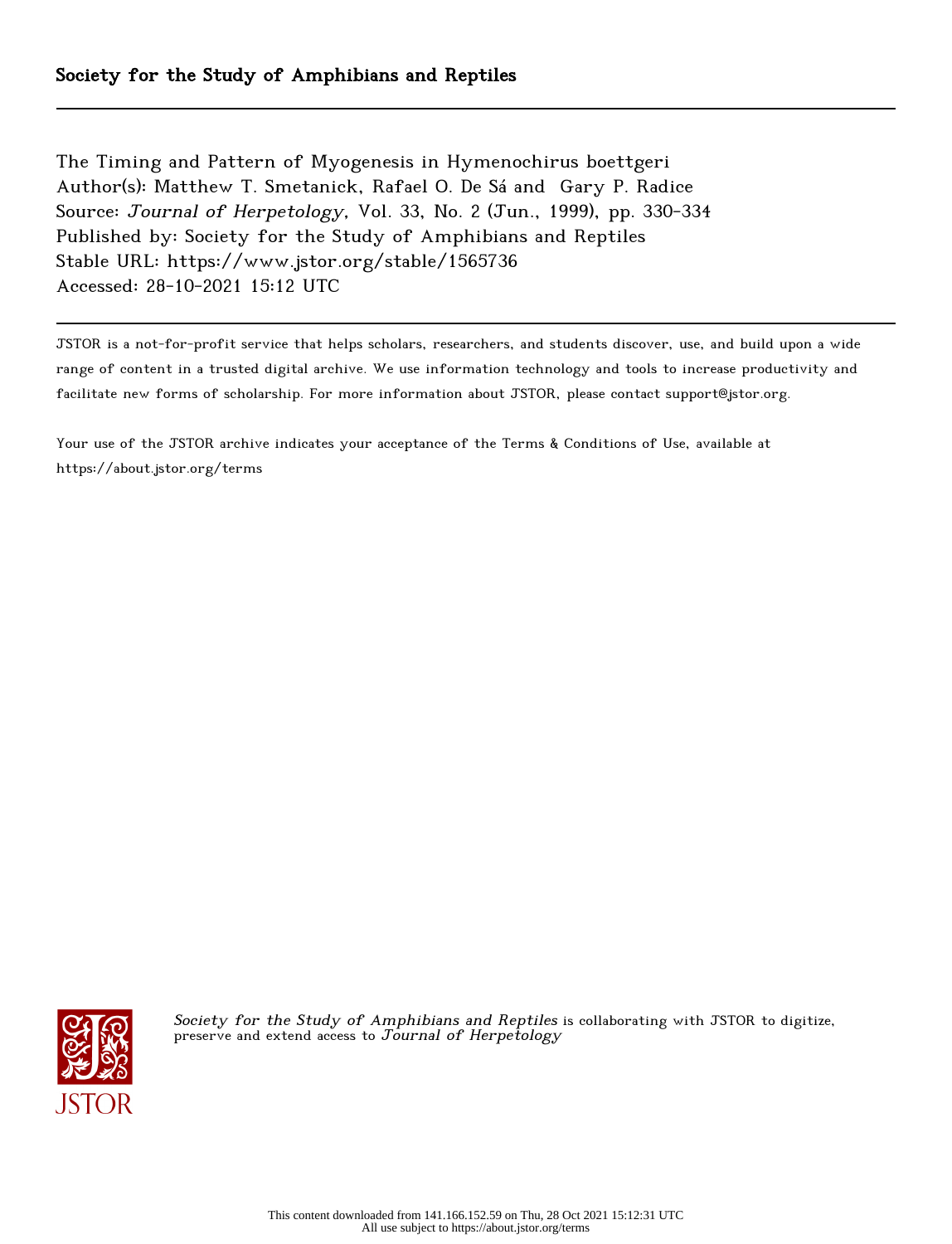Society for the Study of Amphibians and Reptiles

The Timing and Pattern of Myogenesis in Hymenochirus boettgeri
Author(s): Matthew T. Smetanick, Rafael O. De Sá and Gary P. Radice
Source: *Journal of Herpetology*, Vol. 33, No. 2 (Jun., 1999), pp. 330-334
Published by: Society for the Study of Amphibians and Reptiles
Stable URL: https://www.jstor.org/stable/1565736
Accessed: 28-10-2021 15:12 UTC

JSTOR is a not-for-profit service that helps scholars, researchers, and students discover, use, and build upon a wide range of content in a trusted digital archive. We use information technology and tools to increase productivity and facilitate new forms of scholarship. For more information about JSTOR, please contact support@jstor.org.

Your use of the JSTOR archive indicates your acceptance of the Terms & Conditions of Use, available at https://about.jstor.org/terms

*Society for the Study of Amphibians and Reptiles* is collaborating with JSTOR to digitize, preserve and extend access to *Journal of Herpetology*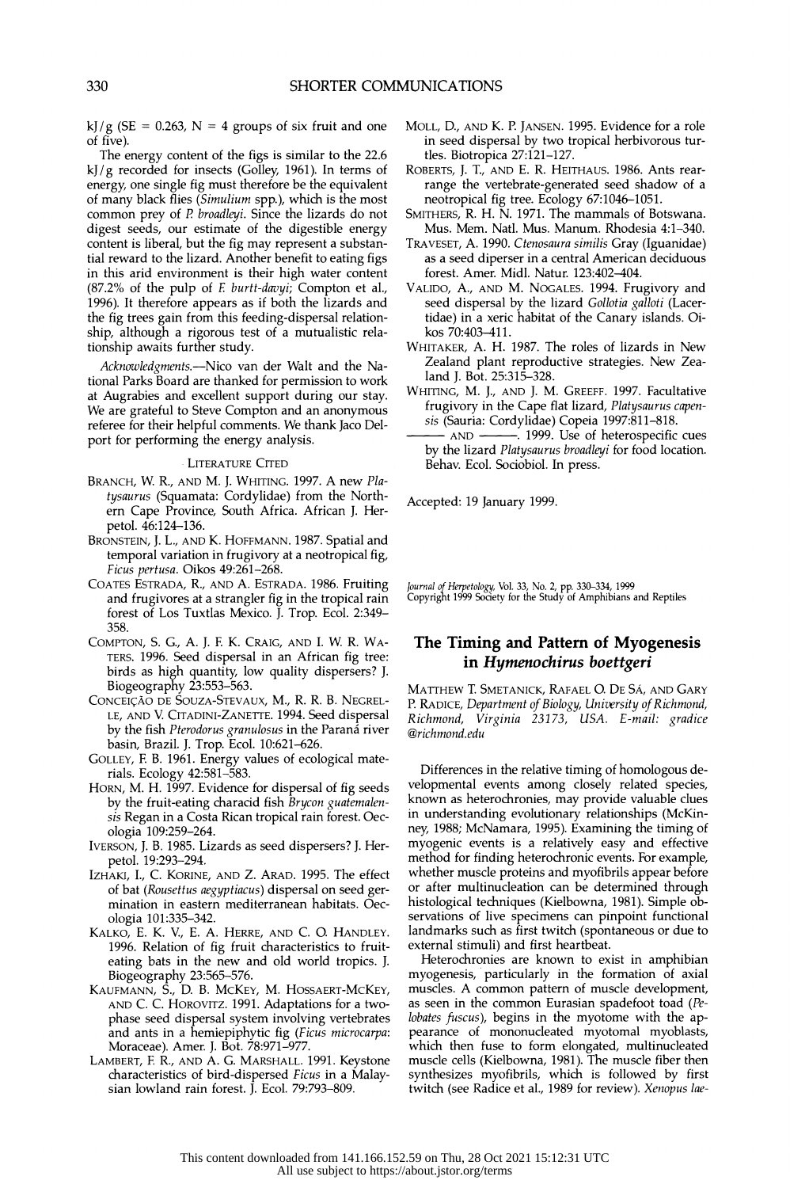kJ/g (SE = 0.263, N = 4 groups of six fruit and one of five).

The energy content of the figs is similar to the 22.6 kJ/g recorded for insects (Golley, 1961). In terms of energy, one single fig must therefore be the equivalent of many black flies (*Simulium* spp.), which is the most common prey of *P. broadleyi*. Since the lizards do not digest seeds, our estimate of the digestible energy content is liberal, but the fig may represent a substantial reward to the lizard. Another benefit to eating figs in this arid environment is their high water content (87.2% of the pulp of *F. burtt-davyi*; Compton et al., 1996). It therefore appears as if both the lizards and the fig trees gain from this feeding-dispersal relationship, although a rigorous test of a mutualistic relationship awaits further study.

*Acknowledgments.*—Nico van der Walt and the National Parks Board are thanked for permission to work at Augrabies and excellent support during our stay. We are grateful to Steve Compton and an anonymous referee for their helpful comments. We thank Jaco Delport for performing the energy analysis.

### Literature Cited

Branch, W. R., and M. J. Whiting. 1997. A new *Platysaurus* (Squamata: Cordylidae) from the Northern Cape Province, South Africa. African J. Herpetol. 46:124–136.

Bronstein, J. L., and K. Hoffmann. 1987. Spatial and temporal variation in frugivory at a neotropical fig, *Ficus pertusa*. Oikos 49:261–268.

Coates Estrada, R., and A. Estrada. 1986. Fruiting and frugivores at a strangler fig in the tropical rain forest of Los Tuxtlas Mexico. J. Trop. Ecol. 2:349–358.

Compton, S. G., A. J. F. K. Craig, and I. W. R. Waters. 1996. Seed dispersal in an African fig tree: birds as high quantity, low quality dispersers? J. Biogeography 23:553–563.

Conceição de Souza-Stevaux, M., R. R. B. Negrelle, and V. Citadini-Zanette. 1994. Seed dispersal by the fish *Pterodorus granulosus* in the Paraná river basin, Brazil. J. Trop. Ecol. 10:621–626.

Golley, F. B. 1961. Energy values of ecological materials. Ecology 42:581–583.

Horn, M. H. 1997. Evidence for dispersal of fig seeds by the fruit-eating characid fish *Brycon guatemalensis* Regan in a Costa Rican tropical rain forest. Oecologia 109:259–264.

Iverson, J. B. 1985. Lizards as seed dispersers? J. Herpetol. 19:293–294.

Izhaki, I., C. Korine, and Z. Arad. 1995. The effect of bat (*Rousettus aegyptiacus*) dispersal on seed germination in eastern mediterranean habitats. Oecologia 101:335–342.

Kalko, E. K. V., E. A. Herre, and C. O. Handley. 1996. Relation of fig fruit characteristics to fruit-eating bats in the new and old world tropics. J. Biogeography 23:565–576.

Kaufmann, S., D. B. McKey, M. Hossaert-McKey, and C. C. Horovitz. 1991. Adaptations for a two-phase seed dispersal system involving vertebrates and ants in a hemiepiphytic fig (*Ficus microcarpa*: Moraceae). Amer. J. Bot. 78:971–977.

Lambert, F. R., and A. G. Marshall. 1991. Keystone characteristics of bird-dispersed *Ficus* in a Malaysian lowland rain forest. J. Ecol. 79:793–809.

Moll, D., and K. P. Jansen. 1995. Evidence for a role in seed dispersal by two tropical herbivorous turtles. Biotropica 27:121–127.

Roberts, J. T., and E. R. Heithaus. 1986. Ants rearrange the vertebrate-generated seed shadow of a neotropical fig tree. Ecology 67:1046–1051.

Smithers, R. H. N. 1971. The mammals of Botswana. Mus. Mem. Natl. Mus. Manum. Rhodesia 4:1–340.

Traveset, A. 1990. *Ctenosaura similis* Gray (Iguanidae) as a seed diperser in a central American deciduous forest. Amer. Midl. Natur. 123:402–404.

Valido, A., and M. Nogales. 1994. Frugivory and seed dispersal by the lizard *Gallotia galloti* (Lacertidae) in a xeric habitat of the Canary islands. Oikos 70:403–411.

Whitaker, A. H. 1987. The roles of lizards in New Zealand plant reproductive strategies. New Zealand J. Bot. 25:315–328.

Whiting, M. J., and J. M. Greeff. 1997. Facultative frugivory in the Cape flat lizard, *Platysaurus capensis* (Sauria: Cordylidae) Copeia 1997:811–818.

——— and ———. 1999. Use of heterospecific cues by the lizard *Platysaurus broadleyi* for food location. Behav. Ecol. Sociobiol. In press.

Accepted: 19 January 1999.

*Journal of Herpetology*, Vol. 33, No. 2, pp. 330–334, 1999
Copyright 1999 Society for the Study of Amphibians and Reptiles

## The Timing and Pattern of Myogenesis in *Hymenochirus boettgeri*

Matthew T. Smetanick, Rafael O. De Sá, and Gary P. Radice, *Department of Biology, University of Richmond, Richmond, Virginia 23173, USA. E-mail: gradice@richmond.edu*

Differences in the relative timing of homologous developmental events among closely related species, known as heterochronies, may provide valuable clues in understanding evolutionary relationships (McKinney, 1988; McNamara, 1995). Examining the timing of myogenic events is a relatively easy and effective method for finding heterochronic events. For example, whether muscle proteins and myofibrils appear before or after multinucleation can be determined through histological techniques (Kielbowna, 1981). Simple observations of live specimens can pinpoint functional landmarks such as first twitch (spontaneous or due to external stimuli) and first heartbeat.

Heterochronies are known to exist in amphibian myogenesis, particularly in the formation of axial muscles. A common pattern of muscle development, as seen in the common Eurasian spadefoot toad (*Pelobates fuscus*), begins in the myotome with the appearance of mononucleated myotomal myoblasts, which then fuse to form elongated, multinucleated muscle cells (Kielbowna, 1981). The muscle fiber then synthesizes myofibrils, which is followed by first twitch (see Radice et al., 1989 for review). *Xenopus lae-*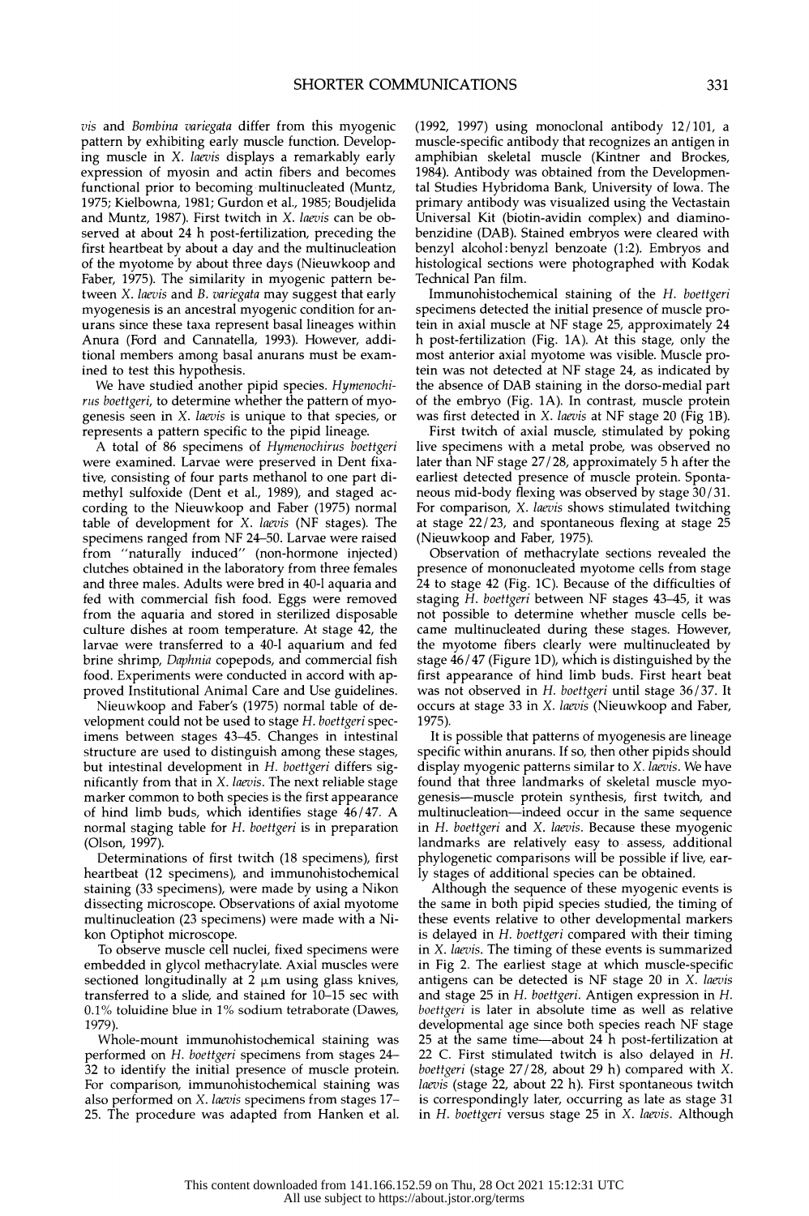*vis* and *Bombina variegata* differ from this myogenic pattern by exhibiting early muscle function. Developing muscle in *X. laevis* displays a remarkably early expression of myosin and actin fibers and becomes functional prior to becoming multinucleated (Muntz, 1975; Kielbowna, 1981; Gurdon et al., 1985; Boudjelida and Muntz, 1987). First twitch in *X. laevis* can be observed at about 24 h post-fertilization, preceding the first heartbeat by about a day and the multinucleation of the myotome by about three days (Nieuwkoop and Faber, 1975). The similarity in myogenic pattern between *X. laevis* and *B. variegata* may suggest that early myogenesis is an ancestral myogenic condition for anurans since these taxa represent basal lineages within Anura (Ford and Cannatella, 1993). However, additional members among basal anurans must be examined to test this hypothesis.

We have studied another pipid species, *Hymenochirus boettgeri*, to determine whether the pattern of myogenesis seen in *X. laevis* is unique to that species, or represents a pattern specific to the pipid lineage.

A total of 86 specimens of *Hymenochirus boettgeri* were examined. Larvae were preserved in Dent fixative, consisting of four parts methanol to one part dimethyl sulfoxide (Dent et al., 1989), and staged according to the Nieuwkoop and Faber (1975) normal table of development for *X. laevis* (NF stages). The specimens ranged from NF 24–50. Larvae were raised from "naturally induced" (non-hormone injected) clutches obtained in the laboratory from three females and three males. Adults were bred in 40-l aquaria and fed with commercial fish food. Eggs were removed from the aquaria and stored in sterilized disposable culture dishes at room temperature. At stage 42, the larvae were transferred to a 40-l aquarium and fed brine shrimp, *Daphnia* copepods, and commercial fish food. Experiments were conducted in accord with approved Institutional Animal Care and Use guidelines.

Nieuwkoop and Faber's (1975) normal table of development could not be used to stage *H. boettgeri* specimens between stages 43–45. Changes in intestinal structure are used to distinguish among these stages, but intestinal development in *H. boettgeri* differs significantly from that in *X. laevis*. The next reliable stage marker common to both species is the first appearance of hind limb buds, which identifies stage 46/47. A normal staging table for *H. boettgeri* is in preparation (Olson, 1997).

Determinations of first twitch (18 specimens), first heartbeat (12 specimens), and immunohistochemical staining (33 specimens), were made by using a Nikon dissecting microscope. Observations of axial myotome multinucleation (23 specimens) were made with a Nikon Optiphot microscope.

To observe muscle cell nuclei, fixed specimens were embedded in glycol methacrylate. Axial muscles were sectioned longitudinally at 2 μm using glass knives, transferred to a slide, and stained for 10–15 sec with 0.1% toluidine blue in 1% sodium tetraborate (Dawes, 1979).

Whole-mount immunohistochemical staining was performed on *H. boettgeri* specimens from stages 24–32 to identify the initial presence of muscle protein. For comparison, immunohistochemical staining was also performed on *X. laevis* specimens from stages 17–25. The procedure was adapted from Hanken et al. (1992, 1997) using monoclonal antibody 12/101, a muscle-specific antibody that recognizes an antigen in amphibian skeletal muscle (Kintner and Brockes, 1984). Antibody was obtained from the Developmental Studies Hybridoma Bank, University of Iowa. The primary antibody was visualized using the Vectastain Universal Kit (biotin-avidin complex) and diaminobenzidine (DAB). Stained embryos were cleared with benzyl alcohol:benzyl benzoate (1:2). Embryos and histological sections were photographed with Kodak Technical Pan film.

Immunohistochemical staining of the *H. boettgeri* specimens detected the initial presence of muscle protein in axial muscle at NF stage 25, approximately 24 h post-fertilization (Fig. 1A). At this stage, only the most anterior axial myotome was visible. Muscle protein was not detected at NF stage 24, as indicated by the absence of DAB staining in the dorso-medial part of the embryo (Fig. 1A). In contrast, muscle protein was first detected in *X. laevis* at NF stage 20 (Fig 1B).

First twitch of axial muscle, stimulated by poking live specimens with a metal probe, was observed no later than NF stage 27/28, approximately 5 h after the earliest detected presence of muscle protein. Spontaneous mid-body flexing was observed by stage 30/31. For comparison, *X. laevis* shows stimulated twitching at stage 22/23, and spontaneous flexing at stage 25 (Nieuwkoop and Faber, 1975).

Observation of methacrylate sections revealed the presence of mononucleated myotome cells from stage 24 to stage 42 (Fig. 1C). Because of the difficulties of staging *H. boettgeri* between NF stages 43–45, it was not possible to determine whether muscle cells became multinucleated during these stages. However, the myotome fibers clearly were multinucleated by stage 46/47 (Figure 1D), which is distinguished by the first appearance of hind limb buds. First heart beat was not observed in *H. boettgeri* until stage 36/37. It occurs at stage 33 in *X. laevis* (Nieuwkoop and Faber, 1975).

It is possible that patterns of myogenesis are lineage specific within anurans. If so, then other pipids should display myogenic patterns similar to *X. laevis*. We have found that three landmarks of skeletal muscle myogenesis—muscle protein synthesis, first twitch, and multinucleation—indeed occur in the same sequence in *H. boettgeri* and *X. laevis*. Because these myogenic landmarks are relatively easy to assess, additional phylogenetic comparisons will be possible if live, early stages of additional species can be obtained.

Although the sequence of these myogenic events is the same in both pipid species studied, the timing of these events relative to other developmental markers is delayed in *H. boettgeri* compared with their timing in *X. laevis*. The timing of these events is summarized in Fig 2. The earliest stage at which muscle-specific antigens can be detected is NF stage 20 in *X. laevis* and stage 25 in *H. boettgeri*. Antigen expression in *H. boettgeri* is later in absolute time as well as relative developmental age since both species reach NF stage 25 at the same time—about 24 h post-fertilization at 22 C. First stimulated twitch is also delayed in *H. boettgeri* (stage 27/28, about 29 h) compared with *X. laevis* (stage 22, about 22 h). First spontaneous twitch is correspondingly later, occurring as late as stage 31 in *H. boettgeri* versus stage 25 in *X. laevis*. Although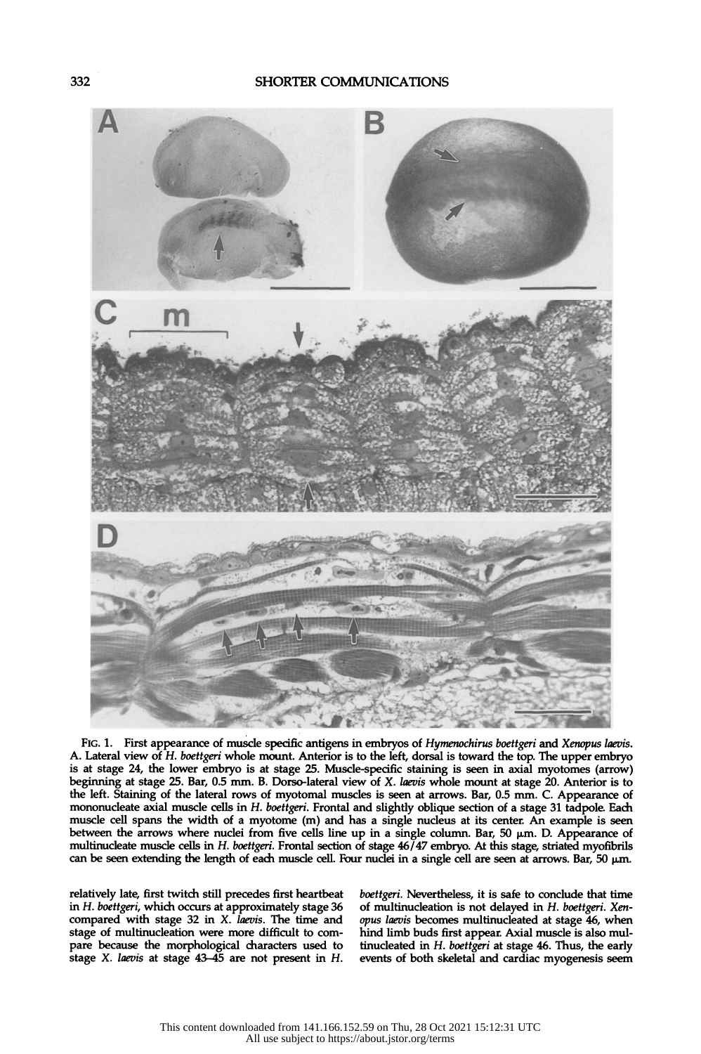FIG. 1. First appearance of muscle specific antigens in embryos of *Hymenochirus boettgeri* and *Xenopus laevis*. A. Lateral view of *H. boettgeri* whole mount. Anterior is to the left, dorsal is toward the top. The upper embryo is at stage 24, the lower embryo is at stage 25. Muscle-specific staining is seen in axial myotomes (arrow) beginning at stage 25. Bar, 0.5 mm. B. Dorso-lateral view of *X. laevis* whole mount at stage 20. Anterior is to the left. Staining of the lateral rows of myotomal muscles is seen at arrows. Bar, 0.5 mm. C. Appearance of mononucleate axial muscle cells in *H. boettgeri*. Frontal and slightly oblique section of a stage 31 tadpole. Each muscle cell spans the width of a myotome (m) and has a single nucleus at its center. An example is seen between the arrows where nuclei from five cells line up in a single column. Bar, 50 μm. D. Appearance of multinucleate muscle cells in *H. boettgeri*. Frontal section of stage 46/47 embryo. At this stage, striated myofibrils can be seen extending the length of each muscle cell. Four nuclei in a single cell are seen at arrows. Bar, 50 μm.

relatively late, first twitch still precedes first heartbeat in *H. boettgeri*, which occurs at approximately stage 36 compared with stage 32 in *X. laevis*. The time and stage of multinucleation were more difficult to compare because the morphological characters used to stage *X. laevis* at stage 43–45 are not present in *H. boettgeri*. Nevertheless, it is safe to conclude that time of multinucleation is not delayed in *H. boettgeri*. *Xenopus laevis* becomes multinucleated at stage 46, when hind limb buds first appear. Axial muscle is also multinucleated in *H. boettgeri* at stage 46. Thus, the early events of both skeletal and cardiac myogenesis seem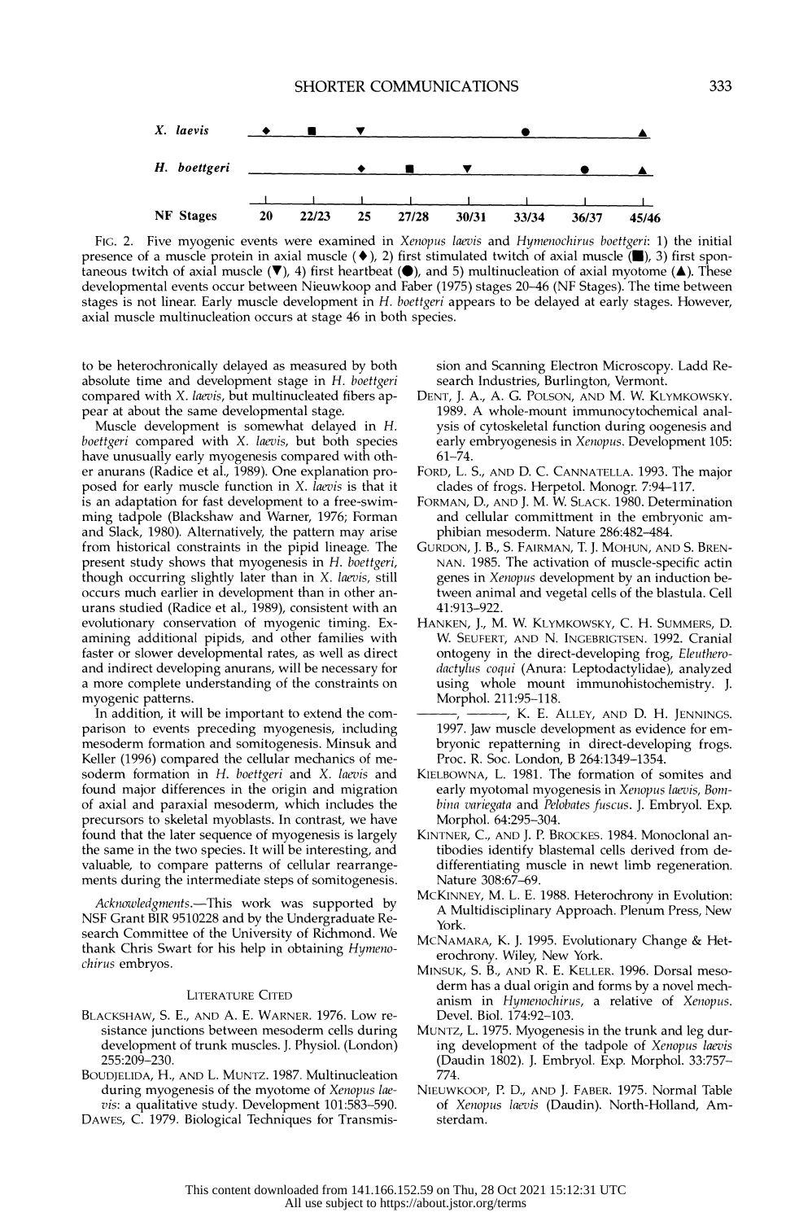FIG. 2. Five myogenic events were examined in *Xenopus laevis* and *Hymenochirus boettgeri*: 1) the initial presence of a muscle protein in axial muscle (♦), 2) first stimulated twitch of axial muscle (■), 3) first spontaneous twitch of axial muscle (▼), 4) first heartbeat (●), and 5) multinucleation of axial myotome (▲). These developmental events occur between Nieuwkoop and Faber (1975) stages 20–46 (NF Stages). The time between stages is not linear. Early muscle development in *H. boettgeri* appears to be delayed at early stages. However, axial muscle multinucleation occurs at stage 46 in both species.

to be heterochronically delayed as measured by both absolute time and development stage in *H. boettgeri* compared with *X. laevis*, but multinucleated fibers appear at about the same developmental stage.

Muscle development is somewhat delayed in *H. boettgeri* compared with *X. laevis*, but both species have unusually early myogenesis compared with other anurans (Radice et al., 1989). One explanation proposed for early muscle function in *X. laevis* is that it is an adaptation for fast development to a free-swimming tadpole (Blackshaw and Warner, 1976; Forman and Slack, 1980). Alternatively, the pattern may arise from historical constraints in the pipid lineage. The present study shows that myogenesis in *H. boettgeri*, though occurring slightly later than in *X. laevis*, still occurs much earlier in development than in other anurans studied (Radice et al., 1989), consistent with an evolutionary conservation of myogenic timing. Examining additional pipids, and other families with faster or slower developmental rates, as well as direct and indirect developing anurans, will be necessary for a more complete understanding of the constraints on myogenic patterns.

In addition, it will be important to extend the comparison to events preceding myogenesis, including mesoderm formation and somitogenesis. Minsuk and Keller (1996) compared the cellular mechanics of mesoderm formation in *H. boettgeri* and *X. laevis* and found major differences in the origin and migration of axial and paraxial mesoderm, which includes the precursors to skeletal myoblasts. In contrast, we have found that the later sequence of myogenesis is largely the same in the two species. It will be interesting, and valuable, to compare patterns of cellular rearrangements during the intermediate steps of somitogenesis.

*Acknowledgments.*—This work was supported by NSF Grant BIR 9510228 and by the Undergraduate Research Committee of the University of Richmond. We thank Chris Swart for his help in obtaining *Hymenochirus* embryos.

## LITERATURE CITED

BLACKSHAW, S. E., AND A. E. WARNER. 1976. Low resistance junctions between mesoderm cells during development of trunk muscles. J. Physiol. (London) 255:209–230.

BOUDJELIDA, H., AND L. MUNTZ. 1987. Multinucleation during myogenesis of the myotome of *Xenopus laevis*: a qualitative study. Development 101:583–590.

DAWES, C. 1979. Biological Techniques for Transmission and Scanning Electron Microscopy. Ladd Research Industries, Burlington, Vermont.

DENT, J. A., A. G. POLSON, AND M. W. KLYMKOWSKY. 1989. A whole-mount immunocytochemical analysis of cytoskeletal function during oogenesis and early embryogenesis in *Xenopus*. Development 105: 61–74.

FORD, L. S., AND D. C. CANNATELLA. 1993. The major clades of frogs. Herpetol. Monogr. 7:94–117.

FORMAN, D., AND J. M. W. SLACK. 1980. Determination and cellular committment in the embryonic amphibian mesoderm. Nature 286:482–484.

GURDON, J. B., S. FAIRMAN, T. J. MOHUN, AND S. BRENNAN. 1985. The activation of muscle-specific actin genes in *Xenopus* development by an induction between animal and vegetal cells of the blastula. Cell 41:913–922.

HANKEN, J., M. W. KLYMKOWSKY, C. H. SUMMERS, D. W. SEUFERT, AND N. INGEBRIGTSEN. 1992. Cranial ontogeny in the direct-developing frog, *Eleutherodactylus coqui* (Anura: Leptodactylidae), analyzed using whole mount immunohistochemistry. J. Morphol. 211:95–118.

———, ———, K. E. ALLEY, AND D. H. JENNINGS. 1997. Jaw muscle development as evidence for embryonic repatterning in direct-developing frogs. Proc. R. Soc. London, B 264:1349–1354.

KIELBOWNA, L. 1981. The formation of somites and early myotomal myogenesis in *Xenopus laevis*, *Bombina variegata* and *Pelobates fuscus*. J. Embryol. Exp. Morphol. 64:295–304.

KINTNER, C., AND J. P. BROCKES. 1984. Monoclonal antibodies identify blastemal cells derived from dedifferentiating muscle in newt limb regeneration. Nature 308:67–69.

MCKINNEY, M. L. E. 1988. Heterochrony in Evolution: A Multidisciplinary Approach. Plenum Press, New York.

MCNAMARA, K. J. 1995. Evolutionary Change & Heterochrony. Wiley, New York.

MINSUK, S. B., AND R. E. KELLER. 1996. Dorsal mesoderm has a dual origin and forms by a novel mechanism in *Hymenochirus*, a relative of *Xenopus*. Devel. Biol. 174:92–103.

MUNTZ, L. 1975. Myogenesis in the trunk and leg during development of the tadpole of *Xenopus laevis* (Daudin 1802). J. Embryol. Exp. Morphol. 33:757–774.

NIEUWKOOP, P. D., AND J. FABER. 1975. Normal Table of *Xenopus laevis* (Daudin). North-Holland, Amsterdam.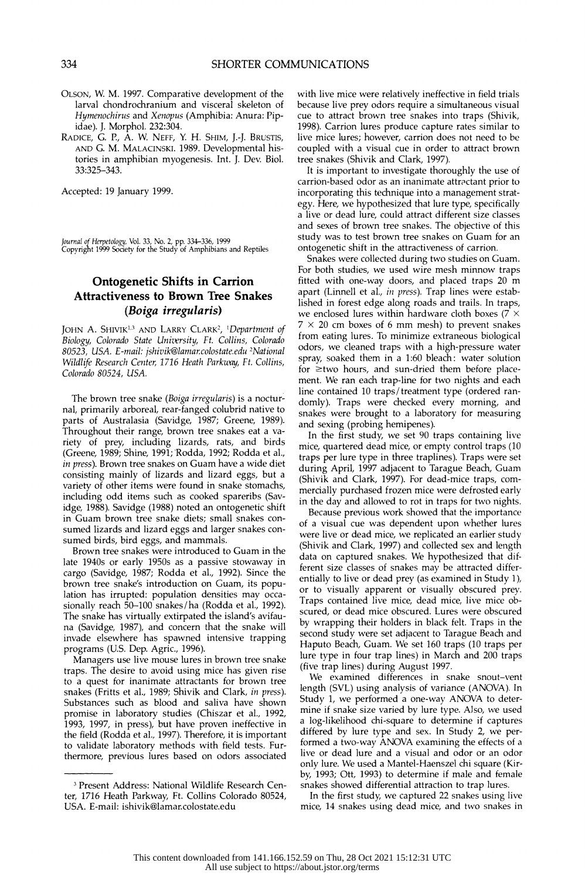OLSON, W. M. 1997. Comparative development of the larval chondrochranium and visceral skeleton of *Hymenochirus* and *Xenopus* (Amphibia: Anura: Pipidae). J. Morphol. 232:304.

RADICE, G. P., A. W. NEFF, Y. H. SHIM, J.-J. BRUSTIS, AND G. M. MALACINSKI. 1989. Developmental histories in amphibian myogenesis. Int. J. Dev. Biol. 33:325–343.

Accepted: 19 January 1999.

*Journal of Herpetology*, Vol. 33, No. 2, pp. 334–336, 1999
Copyright 1999 Society for the Study of Amphibians and Reptiles

# Ontogenetic Shifts in Carrion Attractiveness to Brown Tree Snakes (*Boiga irregularis*)

JOHN A. SHIVIK[1,3] AND LARRY CLARK[2], [1]*Department of Biology, Colorado State University, Ft. Collins, Colorado 80523, USA. E-mail: jshivik@lamar.colostate.edu* [2]*National Wildlife Research Center, 1716 Heath Parkway, Ft. Collins, Colorado 80524, USA.*

The brown tree snake (*Boiga irregularis*) is a nocturnal, primarily arboreal, rear-fanged colubrid native to parts of Australasia (Savidge, 1987; Greene, 1989). Throughout their range, brown tree snakes eat a variety of prey, including lizards, rats, and birds (Greene, 1989; Shine, 1991; Rodda, 1992; Rodda et al., *in press*). Brown tree snakes on Guam have a wide diet consisting mainly of lizards and lizard eggs, but a variety of other items were found in snake stomachs, including odd items such as cooked spareribs (Savidge, 1988). Savidge (1988) noted an ontogenetic shift in Guam brown tree snake diets; small snakes consumed lizards and lizard eggs and larger snakes consumed birds, bird eggs, and mammals.

Brown tree snakes were introduced to Guam in the late 1940s or early 1950s as a passive stowaway in cargo (Savidge, 1987; Rodda et al., 1992). Since the brown tree snake's introduction on Guam, its population has irrupted: population densities may occasionally reach 50–100 snakes/ha (Rodda et al., 1992). The snake has virtually extirpated the island's avifauna (Savidge, 1987), and concern that the snake will invade elsewhere has spawned intensive trapping programs (U.S. Dep. Agric., 1996).

Managers use live mouse lures in brown tree snake traps. The desire to avoid using mice has given rise to a quest for inanimate attractants for brown tree snakes (Fritts et al., 1989; Shivik and Clark, *in press*). Substances such as blood and saliva have shown promise in laboratory studies (Chiszar et al., 1992, 1993, 1997, in press), but have proven ineffective in the field (Rodda et al., 1997). Therefore, it is important to validate laboratory methods with field tests. Furthermore, previous lures based on odors associated with live mice were relatively ineffective in field trials because live prey odors require a simultaneous visual cue to attract brown tree snakes into traps (Shivik, 1998). Carrion lures produce capture rates similar to live mice lures; however, carrion does not need to be coupled with a visual cue in order to attract brown tree snakes (Shivik and Clark, 1997).

It is important to investigate thoroughly the use of carrion-based odor as an inanimate attractant prior to incorporating this technique into a management strategy. Here, we hypothesized that lure type, specifically a live or dead lure, could attract different size classes and sexes of brown tree snakes. The objective of this study was to test brown tree snakes on Guam for an ontogenetic shift in the attractiveness of carrion.

Snakes were collected during two studies on Guam. For both studies, we used wire mesh minnow traps fitted with one-way doors, and placed traps 20 m apart (Linnell et al., *in press*). Trap lines were established in forest edge along roads and trails. In traps, we enclosed lures within hardware cloth boxes (7 × 7 × 20 cm boxes of 6 mm mesh) to prevent snakes from eating lures. To minimize extraneous biological odors, we cleaned traps with a high-pressure water spray, soaked them in a 1:60 bleach: water solution for ≥two hours, and sun-dried them before placement. We ran each trap-line for two nights and each line contained 10 traps/treatment type (ordered randomly). Traps were checked every morning, and snakes were brought to a laboratory for measuring and sexing (probing hemipenes).

In the first study, we set 90 traps containing live mice, quartered dead mice, or empty control traps (10 traps per lure type in three traplines). Traps were set during April, 1997 adjacent to Tarague Beach, Guam (Shivik and Clark, 1997). For dead-mice traps, commercially purchased frozen mice were defrosted early in the day and allowed to rot in traps for two nights.

Because previous work showed that the importance of a visual cue was dependent upon whether lures were live or dead mice, we replicated an earlier study (Shivik and Clark, 1997) and collected sex and length data on captured snakes. We hypothesized that different size classes of snakes may be attracted differentially to live or dead prey (as examined in Study 1), or to visually apparent or visually obscured prey. Traps contained live mice, dead mice, live mice obscured, or dead mice obscured. Lures were obscured by wrapping their holders in black felt. Traps in the second study were set adjacent to Tarague Beach and Haputo Beach, Guam. We set 160 traps (10 traps per lure type in four trap lines) in March and 200 traps (five trap lines) during August 1997.

We examined differences in snake snout–vent length (SVL) using analysis of variance (ANOVA). In Study 1, we performed a one-way ANOVA to determine if snake size varied by lure type. Also, we used a log-likelihood chi-square to determine if captures differed by lure type and sex. In Study 2, we performed a two-way ANOVA examining the effects of a live or dead lure and a visual and odor or an odor only lure. We used a Mantel-Haenszel chi square (Kirby, 1993; Ott, 1993) to determine if male and female snakes showed differential attraction to trap lures.

In the first study, we captured 22 snakes using live mice, 14 snakes using dead mice, and two snakes in

[3] Present Address: National Wildlife Research Center, 1716 Heath Parkway, Ft. Collins Colorado 80524, USA. E-mail: ishivik@lamar.colostate.edu